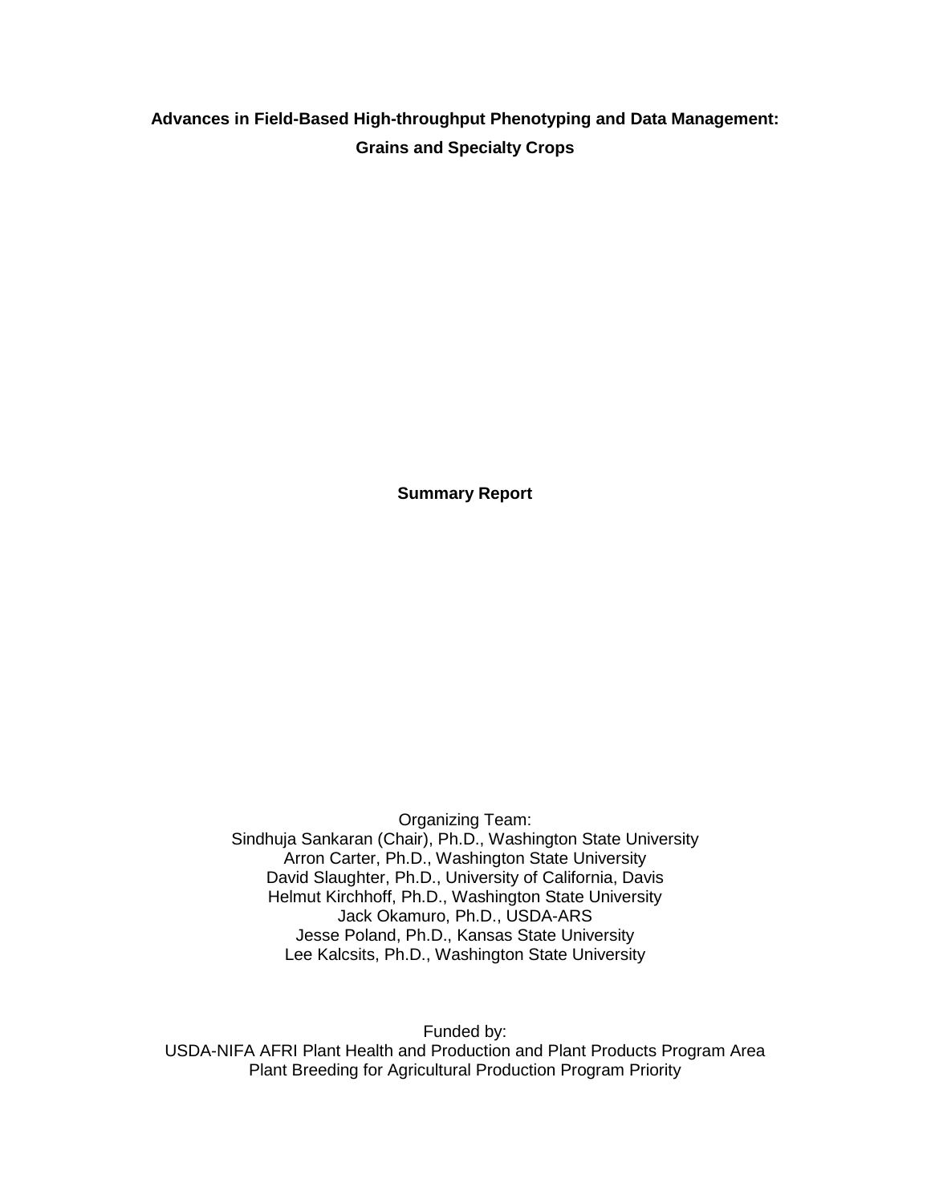# Advances in Field-Based High-throughput Phenotyping and Data Management: Grains and Specialty Crops

**Summary Report**

Organizing Team:
Sindhuja Sankaran (Chair), Ph.D., Washington State University
Arron Carter, Ph.D., Washington State University
David Slaughter, Ph.D., University of California, Davis
Helmut Kirchhoff, Ph.D., Washington State University
Jack Okamuro, Ph.D., USDA-ARS
Jesse Poland, Ph.D., Kansas State University
Lee Kalcsits, Ph.D., Washington State University

Funded by:
USDA-NIFA AFRI Plant Health and Production and Plant Products Program Area
Plant Breeding for Agricultural Production Program Priority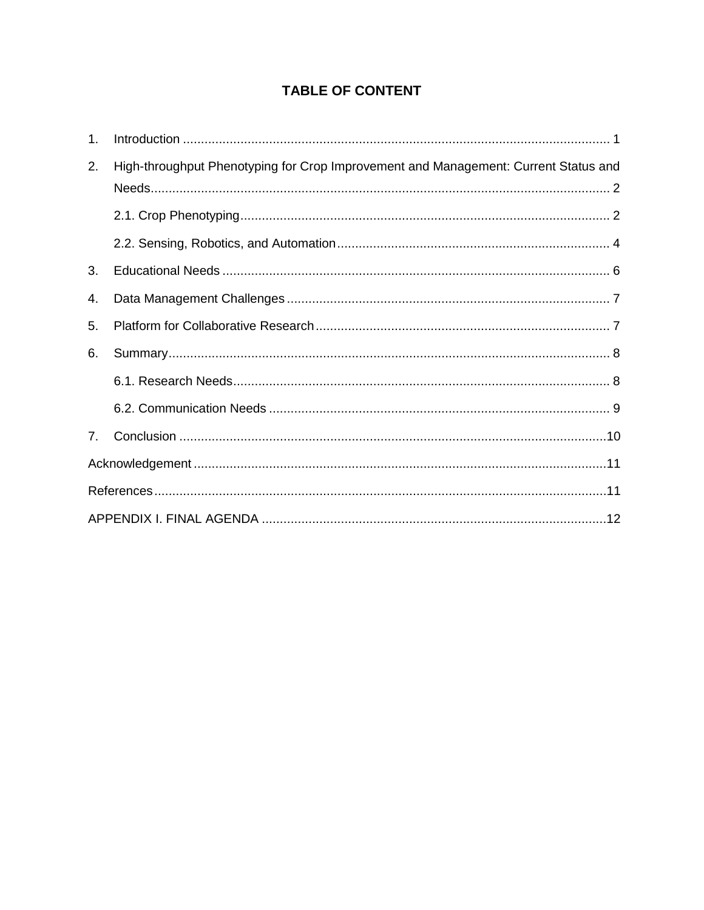## TABLE OF CONTENT

1. Introduction ........................................................................................................ 1
2. High-throughput Phenotyping for Crop Improvement and Management: Current Status and Needs.................................................................................................................. 2
    - 2.1. Crop Phenotyping ........................................................................................ 2
    - 2.2. Sensing, Robotics, and Automation ............................................................ 4
3. Educational Needs ............................................................................................... 6
4. Data Management Challenges ............................................................................ 7
5. Platform for Collaborative Research .................................................................... 7
6. Summary .............................................................................................................. 8
    - 6.1. Research Needs .......................................................................................... 8
    - 6.2. Communication Needs ................................................................................ 9
7. Conclusion ........................................................................................................... 10

Acknowledgement ..................................................................................................... 11

References ................................................................................................................ 11

APPENDIX I. FINAL AGENDA .................................................................................. 12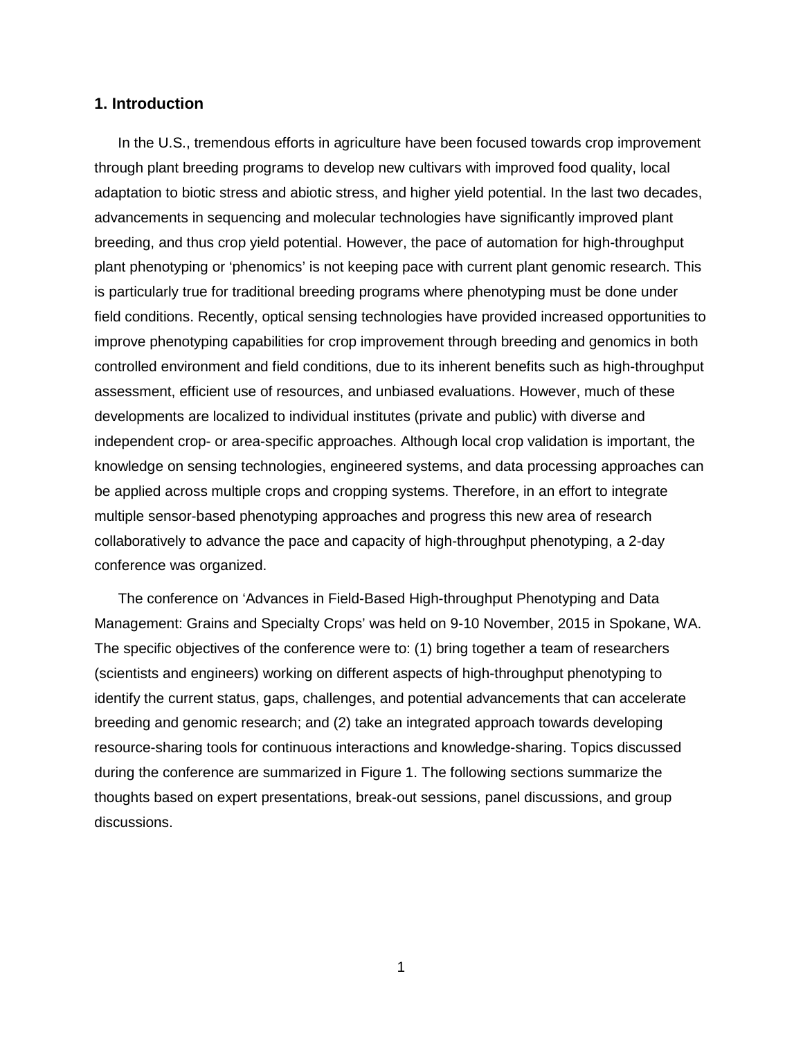## 1. Introduction

In the U.S., tremendous efforts in agriculture have been focused towards crop improvement through plant breeding programs to develop new cultivars with improved food quality, local adaptation to biotic stress and abiotic stress, and higher yield potential. In the last two decades, advancements in sequencing and molecular technologies have significantly improved plant breeding, and thus crop yield potential. However, the pace of automation for high-throughput plant phenotyping or 'phenomics' is not keeping pace with current plant genomic research. This is particularly true for traditional breeding programs where phenotyping must be done under field conditions. Recently, optical sensing technologies have provided increased opportunities to improve phenotyping capabilities for crop improvement through breeding and genomics in both controlled environment and field conditions, due to its inherent benefits such as high-throughput assessment, efficient use of resources, and unbiased evaluations. However, much of these developments are localized to individual institutes (private and public) with diverse and independent crop- or area-specific approaches. Although local crop validation is important, the knowledge on sensing technologies, engineered systems, and data processing approaches can be applied across multiple crops and cropping systems. Therefore, in an effort to integrate multiple sensor-based phenotyping approaches and progress this new area of research collaboratively to advance the pace and capacity of high-throughput phenotyping, a 2-day conference was organized.

The conference on 'Advances in Field-Based High-throughput Phenotyping and Data Management: Grains and Specialty Crops' was held on 9-10 November, 2015 in Spokane, WA. The specific objectives of the conference were to: (1) bring together a team of researchers (scientists and engineers) working on different aspects of high-throughput phenotyping to identify the current status, gaps, challenges, and potential advancements that can accelerate breeding and genomic research; and (2) take an integrated approach towards developing resource-sharing tools for continuous interactions and knowledge-sharing. Topics discussed during the conference are summarized in Figure 1. The following sections summarize the thoughts based on expert presentations, break-out sessions, panel discussions, and group discussions.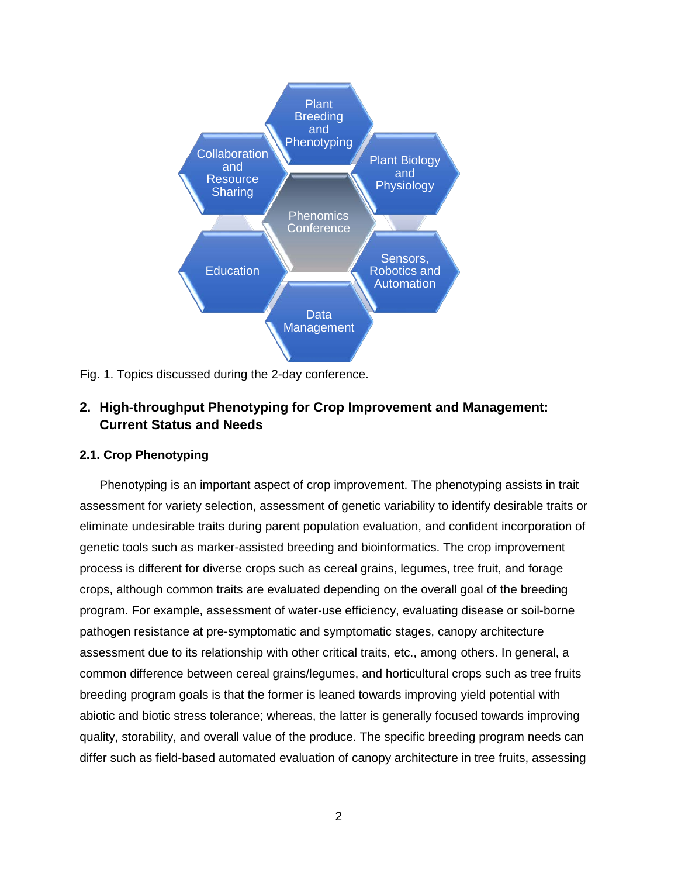Fig. 1. Topics discussed during the 2-day conference.

## 2. High-throughput Phenotyping for Crop Improvement and Management: Current Status and Needs

### 2.1. Crop Phenotyping

Phenotyping is an important aspect of crop improvement. The phenotyping assists in trait assessment for variety selection, assessment of genetic variability to identify desirable traits or eliminate undesirable traits during parent population evaluation, and confident incorporation of genetic tools such as marker-assisted breeding and bioinformatics. The crop improvement process is different for diverse crops such as cereal grains, legumes, tree fruit, and forage crops, although common traits are evaluated depending on the overall goal of the breeding program. For example, assessment of water-use efficiency, evaluating disease or soil-borne pathogen resistance at pre-symptomatic and symptomatic stages, canopy architecture assessment due to its relationship with other critical traits, etc., among others. In general, a common difference between cereal grains/legumes, and horticultural crops such as tree fruits breeding program goals is that the former is leaned towards improving yield potential with abiotic and biotic stress tolerance; whereas, the latter is generally focused towards improving quality, storability, and overall value of the produce. The specific breeding program needs can differ such as field-based automated evaluation of canopy architecture in tree fruits, assessing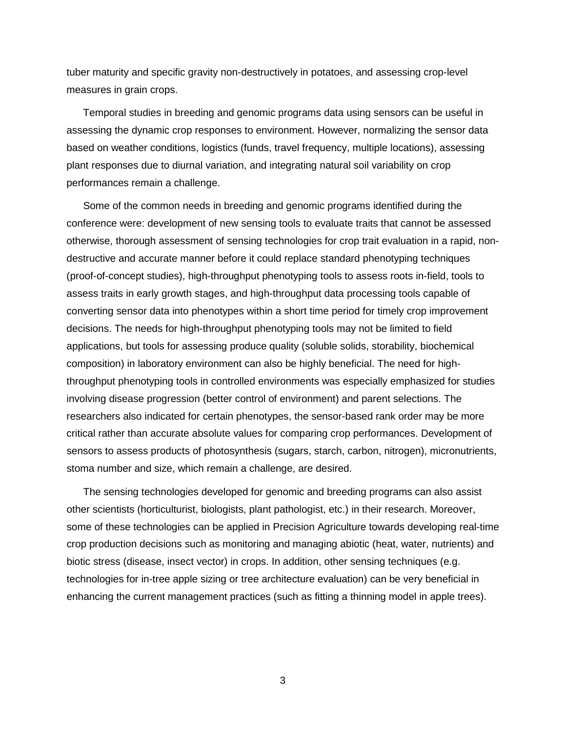tuber maturity and specific gravity non-destructively in potatoes, and assessing crop-level measures in grain crops.

Temporal studies in breeding and genomic programs data using sensors can be useful in assessing the dynamic crop responses to environment. However, normalizing the sensor data based on weather conditions, logistics (funds, travel frequency, multiple locations), assessing plant responses due to diurnal variation, and integrating natural soil variability on crop performances remain a challenge.

Some of the common needs in breeding and genomic programs identified during the conference were: development of new sensing tools to evaluate traits that cannot be assessed otherwise, thorough assessment of sensing technologies for crop trait evaluation in a rapid, non-destructive and accurate manner before it could replace standard phenotyping techniques (proof-of-concept studies), high-throughput phenotyping tools to assess roots in-field, tools to assess traits in early growth stages, and high-throughput data processing tools capable of converting sensor data into phenotypes within a short time period for timely crop improvement decisions. The needs for high-throughput phenotyping tools may not be limited to field applications, but tools for assessing produce quality (soluble solids, storability, biochemical composition) in laboratory environment can also be highly beneficial. The need for high-throughput phenotyping tools in controlled environments was especially emphasized for studies involving disease progression (better control of environment) and parent selections. The researchers also indicated for certain phenotypes, the sensor-based rank order may be more critical rather than accurate absolute values for comparing crop performances. Development of sensors to assess products of photosynthesis (sugars, starch, carbon, nitrogen), micronutrients, stoma number and size, which remain a challenge, are desired.

The sensing technologies developed for genomic and breeding programs can also assist other scientists (horticulturist, biologists, plant pathologist, etc.) in their research. Moreover, some of these technologies can be applied in Precision Agriculture towards developing real-time crop production decisions such as monitoring and managing abiotic (heat, water, nutrients) and biotic stress (disease, insect vector) in crops. In addition, other sensing techniques (e.g. technologies for in-tree apple sizing or tree architecture evaluation) can be very beneficial in enhancing the current management practices (such as fitting a thinning model in apple trees).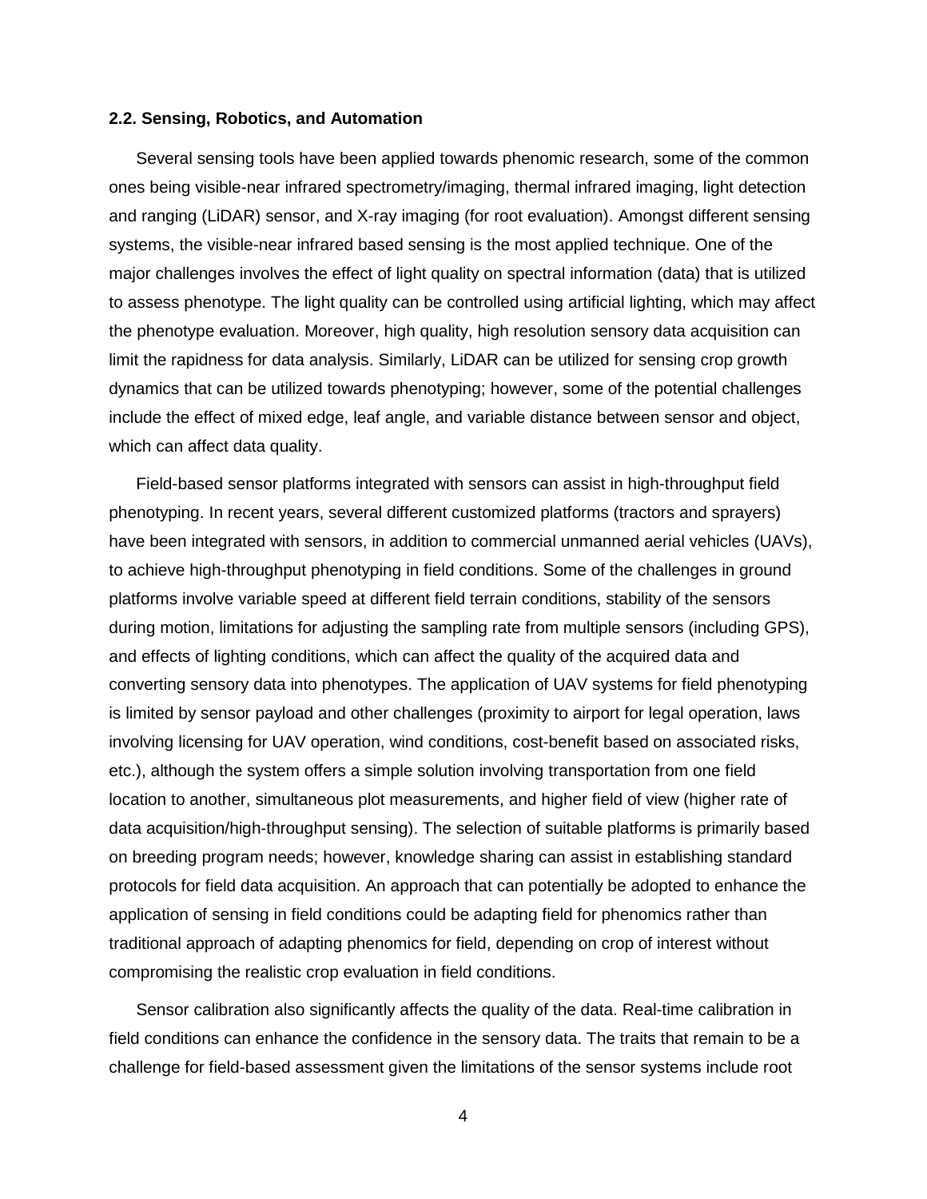### 2.2. Sensing, Robotics, and Automation

Several sensing tools have been applied towards phenomic research, some of the common ones being visible-near infrared spectrometry/imaging, thermal infrared imaging, light detection and ranging (LiDAR) sensor, and X-ray imaging (for root evaluation). Amongst different sensing systems, the visible-near infrared based sensing is the most applied technique. One of the major challenges involves the effect of light quality on spectral information (data) that is utilized to assess phenotype. The light quality can be controlled using artificial lighting, which may affect the phenotype evaluation. Moreover, high quality, high resolution sensory data acquisition can limit the rapidness for data analysis. Similarly, LiDAR can be utilized for sensing crop growth dynamics that can be utilized towards phenotyping; however, some of the potential challenges include the effect of mixed edge, leaf angle, and variable distance between sensor and object, which can affect data quality.

Field-based sensor platforms integrated with sensors can assist in high-throughput field phenotyping. In recent years, several different customized platforms (tractors and sprayers) have been integrated with sensors, in addition to commercial unmanned aerial vehicles (UAVs), to achieve high-throughput phenotyping in field conditions. Some of the challenges in ground platforms involve variable speed at different field terrain conditions, stability of the sensors during motion, limitations for adjusting the sampling rate from multiple sensors (including GPS), and effects of lighting conditions, which can affect the quality of the acquired data and converting sensory data into phenotypes. The application of UAV systems for field phenotyping is limited by sensor payload and other challenges (proximity to airport for legal operation, laws involving licensing for UAV operation, wind conditions, cost-benefit based on associated risks, etc.), although the system offers a simple solution involving transportation from one field location to another, simultaneous plot measurements, and higher field of view (higher rate of data acquisition/high-throughput sensing). The selection of suitable platforms is primarily based on breeding program needs; however, knowledge sharing can assist in establishing standard protocols for field data acquisition. An approach that can potentially be adopted to enhance the application of sensing in field conditions could be adapting field for phenomics rather than traditional approach of adapting phenomics for field, depending on crop of interest without compromising the realistic crop evaluation in field conditions.

Sensor calibration also significantly affects the quality of the data. Real-time calibration in field conditions can enhance the confidence in the sensory data. The traits that remain to be a challenge for field-based assessment given the limitations of the sensor systems include root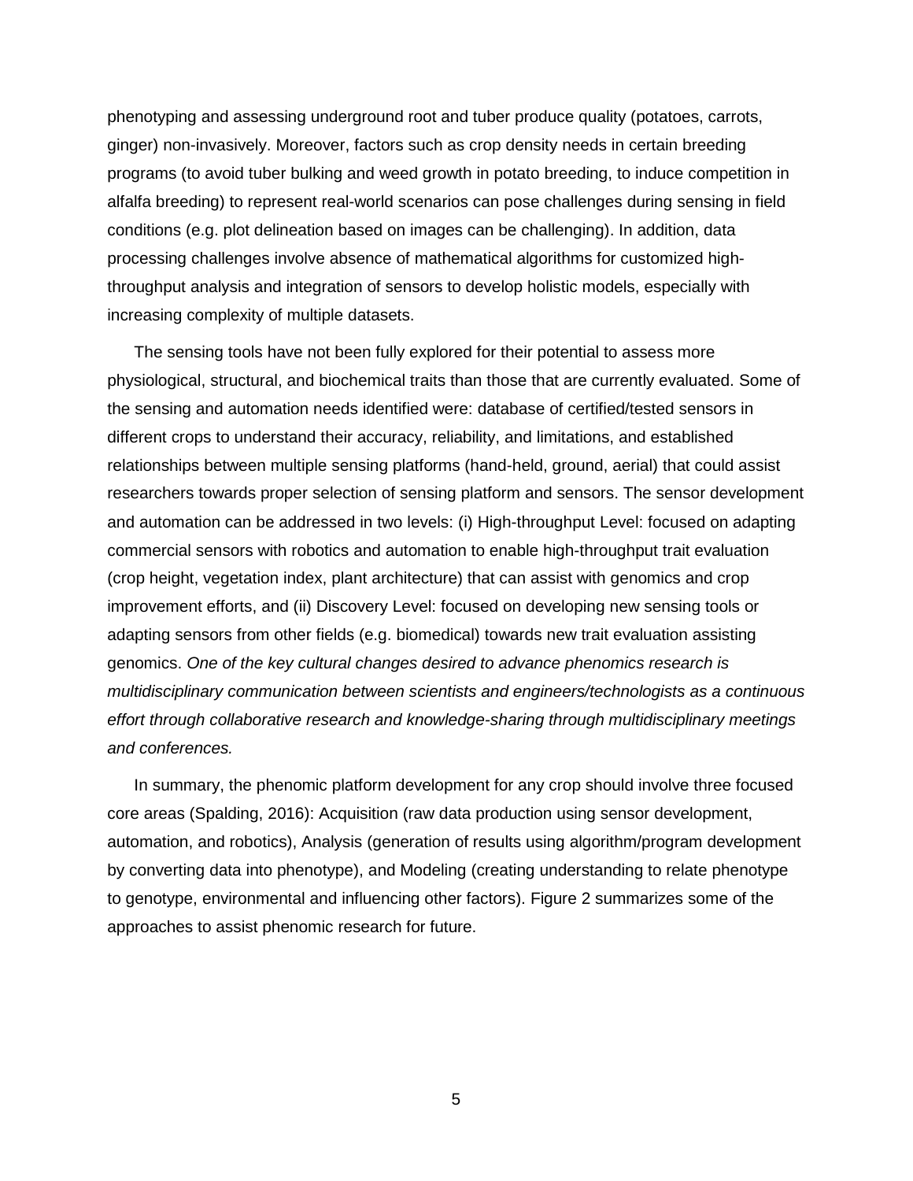phenotyping and assessing underground root and tuber produce quality (potatoes, carrots, ginger) non-invasively. Moreover, factors such as crop density needs in certain breeding programs (to avoid tuber bulking and weed growth in potato breeding, to induce competition in alfalfa breeding) to represent real-world scenarios can pose challenges during sensing in field conditions (e.g. plot delineation based on images can be challenging). In addition, data processing challenges involve absence of mathematical algorithms for customized high-throughput analysis and integration of sensors to develop holistic models, especially with increasing complexity of multiple datasets.

The sensing tools have not been fully explored for their potential to assess more physiological, structural, and biochemical traits than those that are currently evaluated. Some of the sensing and automation needs identified were: database of certified/tested sensors in different crops to understand their accuracy, reliability, and limitations, and established relationships between multiple sensing platforms (hand-held, ground, aerial) that could assist researchers towards proper selection of sensing platform and sensors. The sensor development and automation can be addressed in two levels: (i) High-throughput Level: focused on adapting commercial sensors with robotics and automation to enable high-throughput trait evaluation (crop height, vegetation index, plant architecture) that can assist with genomics and crop improvement efforts, and (ii) Discovery Level: focused on developing new sensing tools or adapting sensors from other fields (e.g. biomedical) towards new trait evaluation assisting genomics. *One of the key cultural changes desired to advance phenomics research is multidisciplinary communication between scientists and engineers/technologists as a continuous effort through collaborative research and knowledge-sharing through multidisciplinary meetings and conferences.*

In summary, the phenomic platform development for any crop should involve three focused core areas (Spalding, 2016): Acquisition (raw data production using sensor development, automation, and robotics), Analysis (generation of results using algorithm/program development by converting data into phenotype), and Modeling (creating understanding to relate phenotype to genotype, environmental and influencing other factors). Figure 2 summarizes some of the approaches to assist phenomic research for future.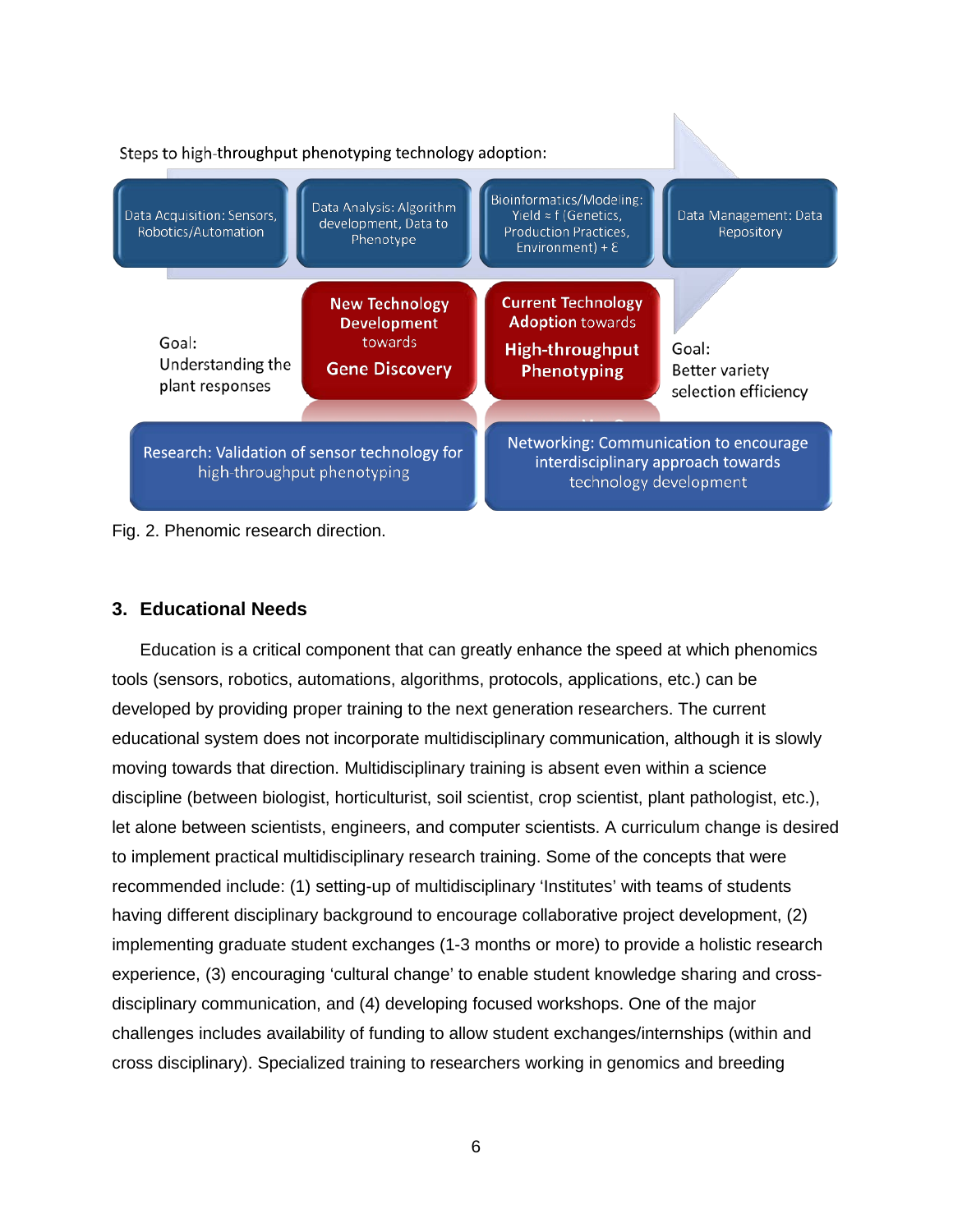Steps to high-throughput phenotyping technology adoption:

Data Acquisition: Sensors, Robotics/Automation

Data Analysis: Algorithm development, Data to Phenotype

Bioinformatics/Modeling: Yield ≈ f (Genetics, Production Practices, Environment) + ε

Data Management: Data Repository

Goal: Understanding the plant responses

**New Technology Development** towards **Gene Discovery**

**Current Technology Adoption** towards **High-throughput Phenotyping**

Goal: Better variety selection efficiency

Research: Validation of sensor technology for high-throughput phenotyping

Networking: Communication to encourage interdisciplinary approach towards technology development

Fig. 2. Phenomic research direction.

## 3. Educational Needs

Education is a critical component that can greatly enhance the speed at which phenomics tools (sensors, robotics, automations, algorithms, protocols, applications, etc.) can be developed by providing proper training to the next generation researchers. The current educational system does not incorporate multidisciplinary communication, although it is slowly moving towards that direction. Multidisciplinary training is absent even within a science discipline (between biologist, horticulturist, soil scientist, crop scientist, plant pathologist, etc.), let alone between scientists, engineers, and computer scientists. A curriculum change is desired to implement practical multidisciplinary research training. Some of the concepts that were recommended include: (1) setting-up of multidisciplinary 'Institutes' with teams of students having different disciplinary background to encourage collaborative project development, (2) implementing graduate student exchanges (1-3 months or more) to provide a holistic research experience, (3) encouraging 'cultural change' to enable student knowledge sharing and cross-disciplinary communication, and (4) developing focused workshops. One of the major challenges includes availability of funding to allow student exchanges/internships (within and cross disciplinary). Specialized training to researchers working in genomics and breeding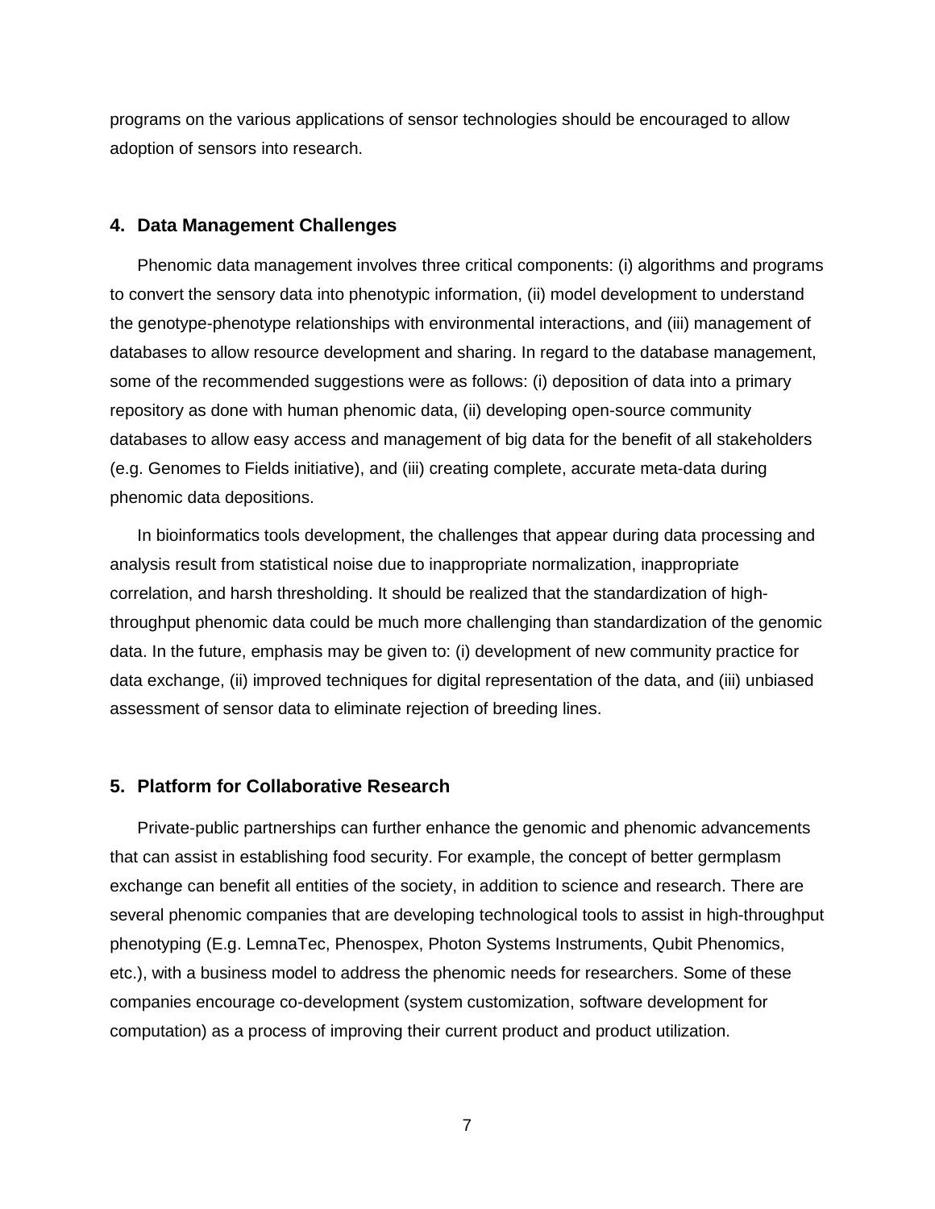programs on the various applications of sensor technologies should be encouraged to allow adoption of sensors into research.

## 4. Data Management Challenges

Phenomic data management involves three critical components: (i) algorithms and programs to convert the sensory data into phenotypic information, (ii) model development to understand the genotype-phenotype relationships with environmental interactions, and (iii) management of databases to allow resource development and sharing. In regard to the database management, some of the recommended suggestions were as follows: (i) deposition of data into a primary repository as done with human phenomic data, (ii) developing open-source community databases to allow easy access and management of big data for the benefit of all stakeholders (e.g. Genomes to Fields initiative), and (iii) creating complete, accurate meta-data during phenomic data depositions.

In bioinformatics tools development, the challenges that appear during data processing and analysis result from statistical noise due to inappropriate normalization, inappropriate correlation, and harsh thresholding. It should be realized that the standardization of high-throughput phenomic data could be much more challenging than standardization of the genomic data. In the future, emphasis may be given to: (i) development of new community practice for data exchange, (ii) improved techniques for digital representation of the data, and (iii) unbiased assessment of sensor data to eliminate rejection of breeding lines.

## 5. Platform for Collaborative Research

Private-public partnerships can further enhance the genomic and phenomic advancements that can assist in establishing food security. For example, the concept of better germplasm exchange can benefit all entities of the society, in addition to science and research. There are several phenomic companies that are developing technological tools to assist in high-throughput phenotyping (E.g. LemnaTec, Phenospex, Photon Systems Instruments, Qubit Phenomics, etc.), with a business model to address the phenomic needs for researchers. Some of these companies encourage co-development (system customization, software development for computation) as a process of improving their current product and product utilization.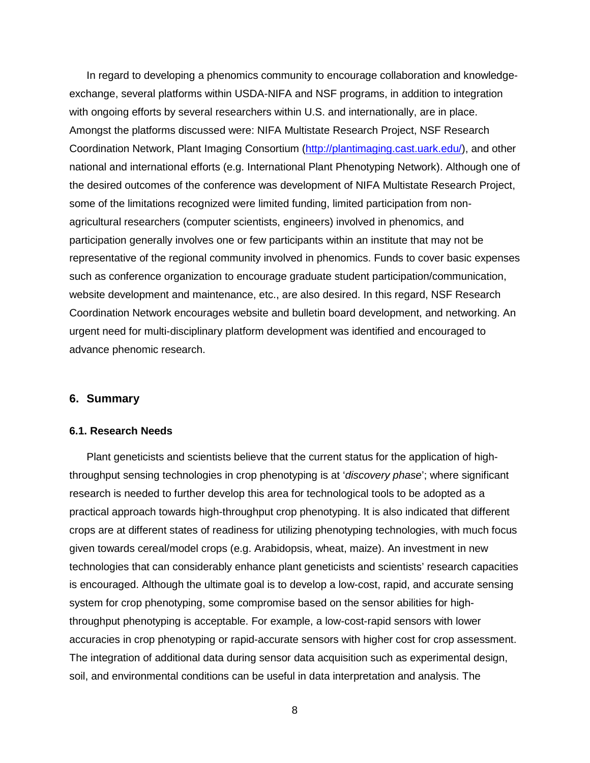In regard to developing a phenomics community to encourage collaboration and knowledge-exchange, several platforms within USDA-NIFA and NSF programs, in addition to integration with ongoing efforts by several researchers within U.S. and internationally, are in place. Amongst the platforms discussed were: NIFA Multistate Research Project, NSF Research Coordination Network, Plant Imaging Consortium (http://plantimaging.cast.uark.edu/), and other national and international efforts (e.g. International Plant Phenotyping Network). Although one of the desired outcomes of the conference was development of NIFA Multistate Research Project, some of the limitations recognized were limited funding, limited participation from non-agricultural researchers (computer scientists, engineers) involved in phenomics, and participation generally involves one or few participants within an institute that may not be representative of the regional community involved in phenomics. Funds to cover basic expenses such as conference organization to encourage graduate student participation/communication, website development and maintenance, etc., are also desired. In this regard, NSF Research Coordination Network encourages website and bulletin board development, and networking. An urgent need for multi-disciplinary platform development was identified and encouraged to advance phenomic research.

## 6. Summary

### 6.1. Research Needs

Plant geneticists and scientists believe that the current status for the application of high-throughput sensing technologies in crop phenotyping is at '*discovery phase*'; where significant research is needed to further develop this area for technological tools to be adopted as a practical approach towards high-throughput crop phenotyping. It is also indicated that different crops are at different states of readiness for utilizing phenotyping technologies, with much focus given towards cereal/model crops (e.g. Arabidopsis, wheat, maize). An investment in new technologies that can considerably enhance plant geneticists and scientists' research capacities is encouraged. Although the ultimate goal is to develop a low-cost, rapid, and accurate sensing system for crop phenotyping, some compromise based on the sensor abilities for high-throughput phenotyping is acceptable. For example, a low-cost-rapid sensors with lower accuracies in crop phenotyping or rapid-accurate sensors with higher cost for crop assessment. The integration of additional data during sensor data acquisition such as experimental design, soil, and environmental conditions can be useful in data interpretation and analysis. The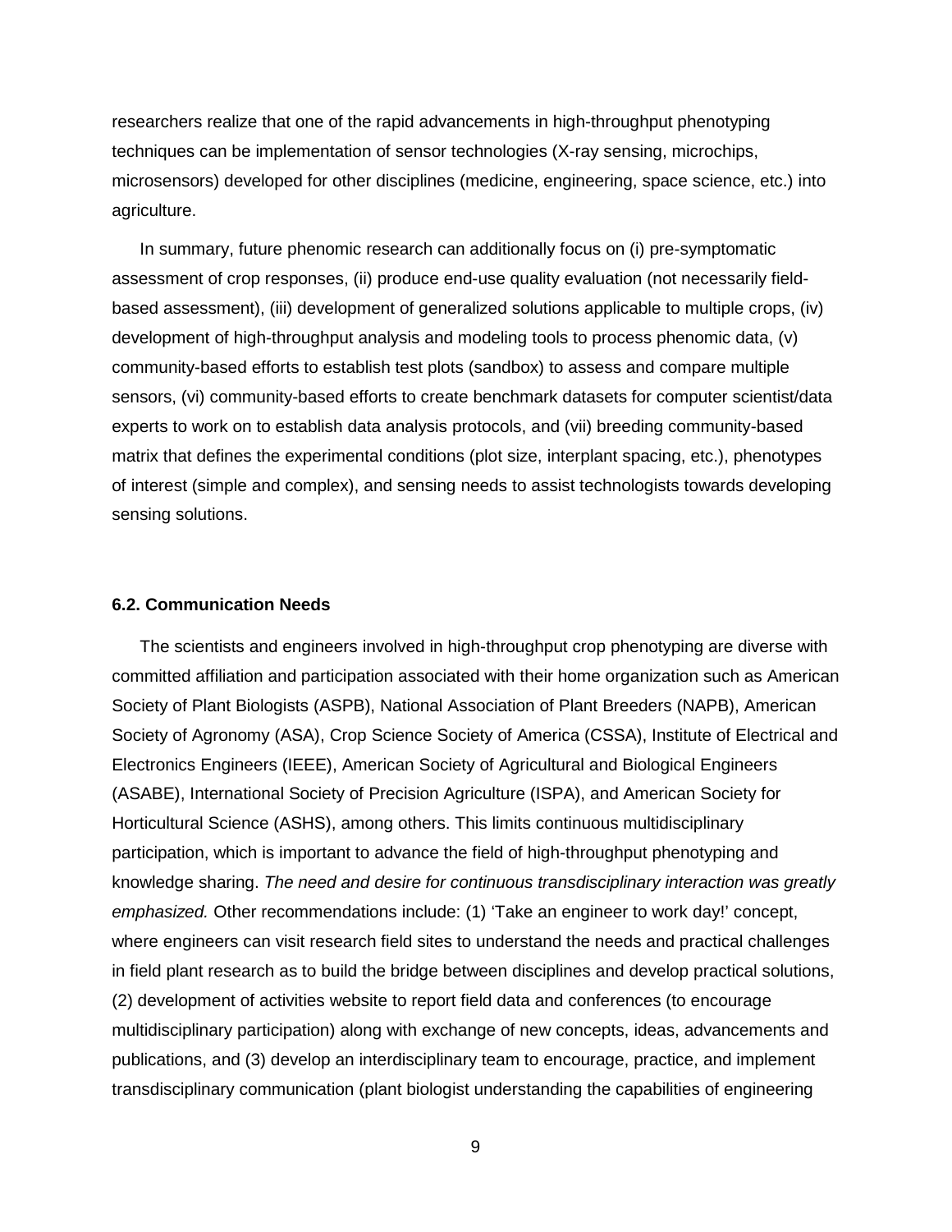researchers realize that one of the rapid advancements in high-throughput phenotyping techniques can be implementation of sensor technologies (X-ray sensing, microchips, microsensors) developed for other disciplines (medicine, engineering, space science, etc.) into agriculture.

In summary, future phenomic research can additionally focus on (i) pre-symptomatic assessment of crop responses, (ii) produce end-use quality evaluation (not necessarily field-based assessment), (iii) development of generalized solutions applicable to multiple crops, (iv) development of high-throughput analysis and modeling tools to process phenomic data, (v) community-based efforts to establish test plots (sandbox) to assess and compare multiple sensors, (vi) community-based efforts to create benchmark datasets for computer scientist/data experts to work on to establish data analysis protocols, and (vii) breeding community-based matrix that defines the experimental conditions (plot size, interplant spacing, etc.), phenotypes of interest (simple and complex), and sensing needs to assist technologists towards developing sensing solutions.

### 6.2. Communication Needs

The scientists and engineers involved in high-throughput crop phenotyping are diverse with committed affiliation and participation associated with their home organization such as American Society of Plant Biologists (ASPB), National Association of Plant Breeders (NAPB), American Society of Agronomy (ASA), Crop Science Society of America (CSSA), Institute of Electrical and Electronics Engineers (IEEE), American Society of Agricultural and Biological Engineers (ASABE), International Society of Precision Agriculture (ISPA), and American Society for Horticultural Science (ASHS), among others. This limits continuous multidisciplinary participation, which is important to advance the field of high-throughput phenotyping and knowledge sharing. *The need and desire for continuous transdisciplinary interaction was greatly emphasized.* Other recommendations include: (1) 'Take an engineer to work day!' concept, where engineers can visit research field sites to understand the needs and practical challenges in field plant research as to build the bridge between disciplines and develop practical solutions, (2) development of activities website to report field data and conferences (to encourage multidisciplinary participation) along with exchange of new concepts, ideas, advancements and publications, and (3) develop an interdisciplinary team to encourage, practice, and implement transdisciplinary communication (plant biologist understanding the capabilities of engineering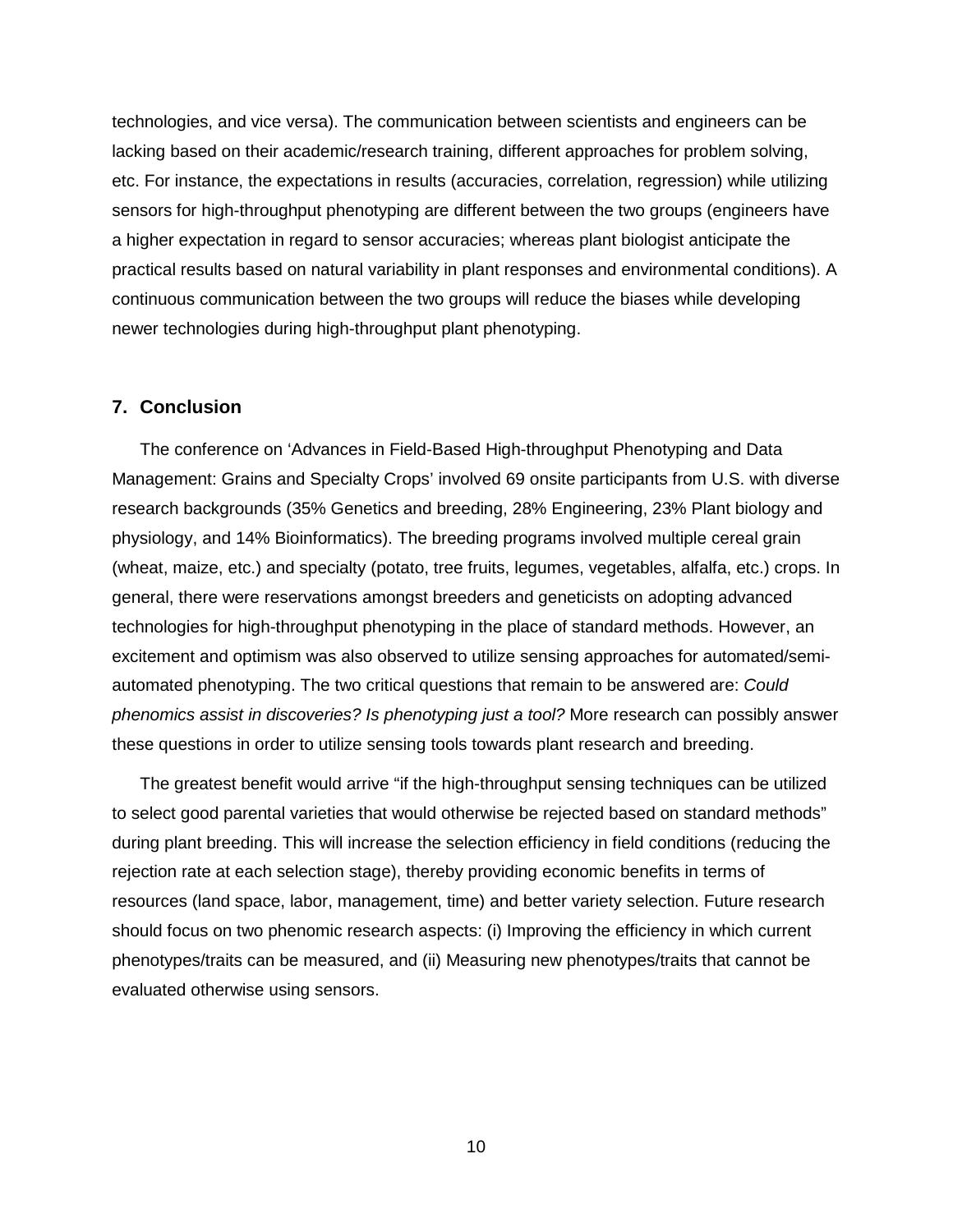technologies, and vice versa). The communication between scientists and engineers can be lacking based on their academic/research training, different approaches for problem solving, etc. For instance, the expectations in results (accuracies, correlation, regression) while utilizing sensors for high-throughput phenotyping are different between the two groups (engineers have a higher expectation in regard to sensor accuracies; whereas plant biologist anticipate the practical results based on natural variability in plant responses and environmental conditions). A continuous communication between the two groups will reduce the biases while developing newer technologies during high-throughput plant phenotyping.

## 7. Conclusion

The conference on 'Advances in Field-Based High-throughput Phenotyping and Data Management: Grains and Specialty Crops' involved 69 onsite participants from U.S. with diverse research backgrounds (35% Genetics and breeding, 28% Engineering, 23% Plant biology and physiology, and 14% Bioinformatics). The breeding programs involved multiple cereal grain (wheat, maize, etc.) and specialty (potato, tree fruits, legumes, vegetables, alfalfa, etc.) crops. In general, there were reservations amongst breeders and geneticists on adopting advanced technologies for high-throughput phenotyping in the place of standard methods. However, an excitement and optimism was also observed to utilize sensing approaches for automated/semi-automated phenotyping. The two critical questions that remain to be answered are: *Could phenomics assist in discoveries? Is phenotyping just a tool?* More research can possibly answer these questions in order to utilize sensing tools towards plant research and breeding.

The greatest benefit would arrive "if the high-throughput sensing techniques can be utilized to select good parental varieties that would otherwise be rejected based on standard methods" during plant breeding. This will increase the selection efficiency in field conditions (reducing the rejection rate at each selection stage), thereby providing economic benefits in terms of resources (land space, labor, management, time) and better variety selection. Future research should focus on two phenomic research aspects: (i) Improving the efficiency in which current phenotypes/traits can be measured, and (ii) Measuring new phenotypes/traits that cannot be evaluated otherwise using sensors.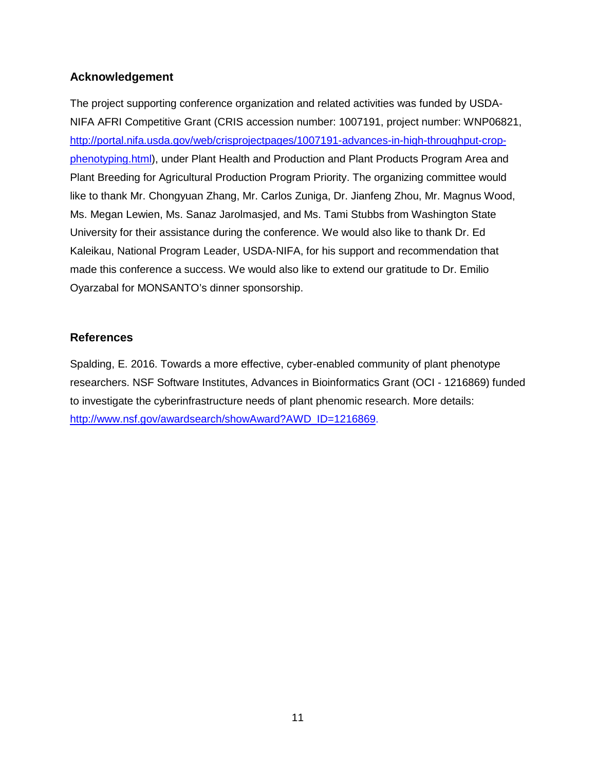## Acknowledgement

The project supporting conference organization and related activities was funded by USDA-NIFA AFRI Competitive Grant (CRIS accession number: 1007191, project number: WNP06821, http://portal.nifa.usda.gov/web/crisprojectpages/1007191-advances-in-high-throughput-crop-phenotyping.html), under Plant Health and Production and Plant Products Program Area and Plant Breeding for Agricultural Production Program Priority. The organizing committee would like to thank Mr. Chongyuan Zhang, Mr. Carlos Zuniga, Dr. Jianfeng Zhou, Mr. Magnus Wood, Ms. Megan Lewien, Ms. Sanaz Jarolmasjed, and Ms. Tami Stubbs from Washington State University for their assistance during the conference. We would also like to thank Dr. Ed Kaleikau, National Program Leader, USDA-NIFA, for his support and recommendation that made this conference a success. We would also like to extend our gratitude to Dr. Emilio Oyarzabal for MONSANTO's dinner sponsorship.

## References

Spalding, E. 2016. Towards a more effective, cyber-enabled community of plant phenotype researchers. NSF Software Institutes, Advances in Bioinformatics Grant (OCI - 1216869) funded to investigate the cyberinfrastructure needs of plant phenomic research. More details: http://www.nsf.gov/awardsearch/showAward?AWD_ID=1216869.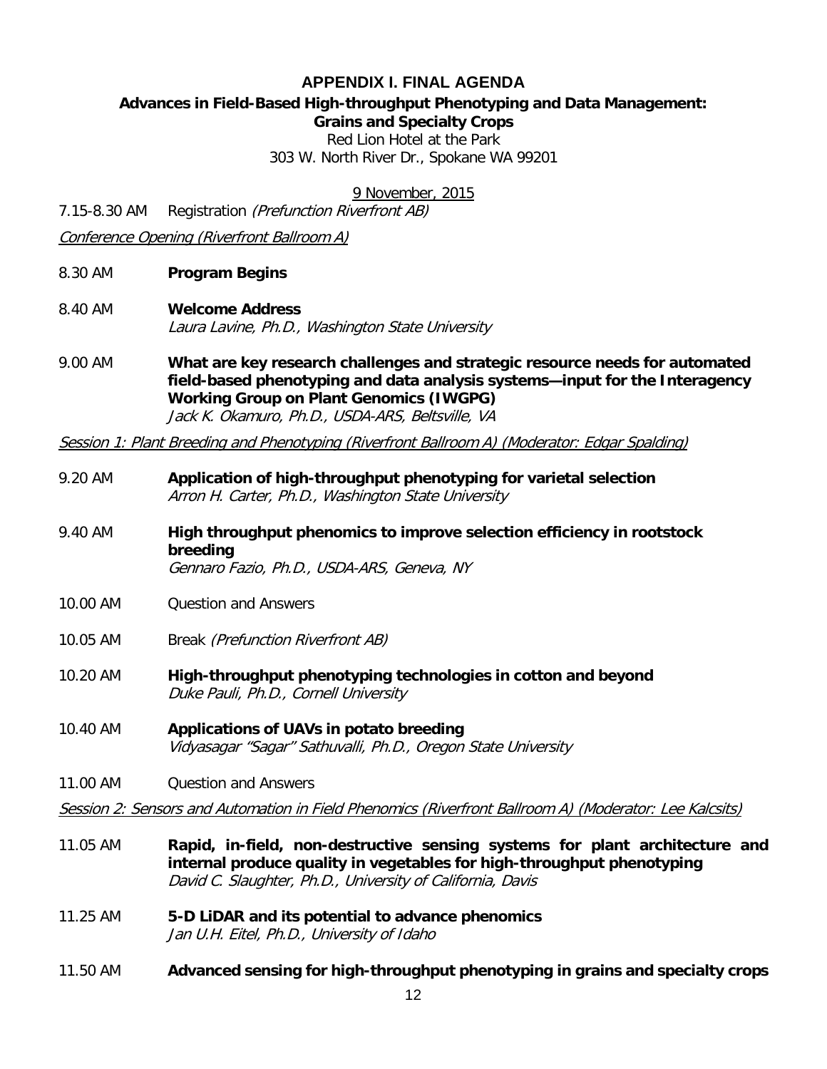## APPENDIX I. FINAL AGENDA

**Advances in Field-Based High-throughput Phenotyping and Data Management: Grains and Specialty Crops**

Red Lion Hotel at the Park
303 W. North River Dr., Spokane WA 99201

9 November, 2015

7.15-8.30 AM Registration *(Prefunction Riverfront AB)*

*Conference Opening (Riverfront Ballroom A)*

8.30 AM **Program Begins**

8.40 AM **Welcome Address**
*Laura Lavine, Ph.D., Washington State University*

9.00 AM **What are key research challenges and strategic resource needs for automated field-based phenotyping and data analysis systems—input for the Interagency Working Group on Plant Genomics (IWGPG)**
*Jack K. Okamuro, Ph.D., USDA-ARS, Beltsville, VA*

*Session 1: Plant Breeding and Phenotyping (Riverfront Ballroom A) (Moderator: Edgar Spalding)*

9.20 AM **Application of high-throughput phenotyping for varietal selection**
*Arron H. Carter, Ph.D., Washington State University*

9.40 AM **High throughput phenomics to improve selection efficiency in rootstock breeding**
*Gennaro Fazio, Ph.D., USDA-ARS, Geneva, NY*

10.00 AM Question and Answers

10.05 AM Break *(Prefunction Riverfront AB)*

10.20 AM **High-throughput phenotyping technologies in cotton and beyond**
*Duke Pauli, Ph.D., Cornell University*

10.40 AM **Applications of UAVs in potato breeding**
*Vidyasagar "Sagar" Sathuvalli, Ph.D., Oregon State University*

11.00 AM Question and Answers

*Session 2: Sensors and Automation in Field Phenomics (Riverfront Ballroom A) (Moderator: Lee Kalcsits)*

11.05 AM **Rapid, in-field, non-destructive sensing systems for plant architecture and internal produce quality in vegetables for high-throughput phenotyping**
*David C. Slaughter, Ph.D., University of California, Davis*

11.25 AM **5-D LiDAR and its potential to advance phenomics**
*Jan U.H. Eitel, Ph.D., University of Idaho*

11.50 AM **Advanced sensing for high-throughput phenotyping in grains and specialty crops**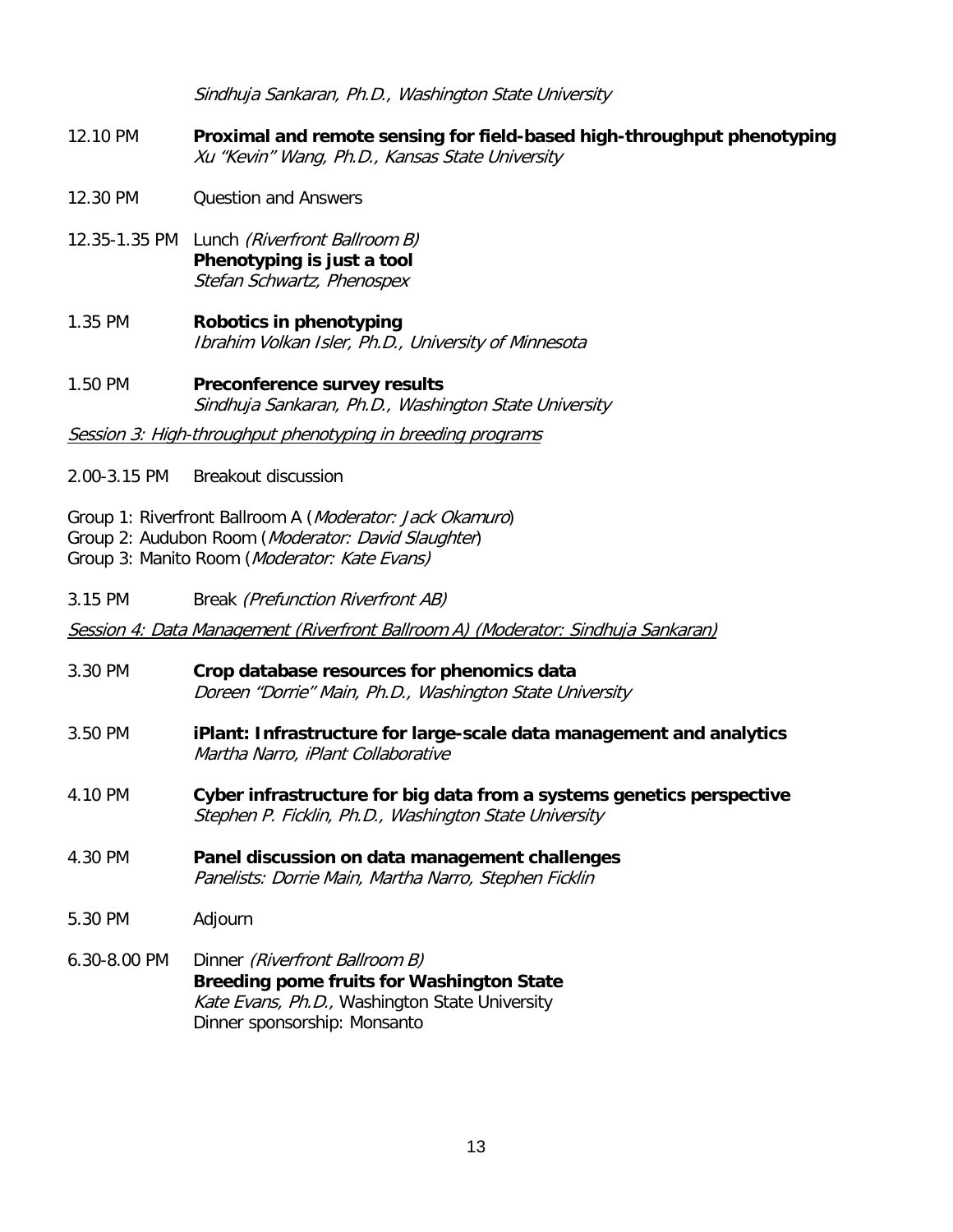*Sindhuja Sankaran, Ph.D., Washington State University*

12.10 PM **Proximal and remote sensing for field-based high-throughput phenotyping**
*Xu "Kevin" Wang, Ph.D., Kansas State University*

12.30 PM Question and Answers

12.35-1.35 PM Lunch *(Riverfront Ballroom B)*
**Phenotyping is just a tool**
*Stefan Schwartz, Phenospex*

1.35 PM **Robotics in phenotyping**
*Ibrahim Volkan Isler, Ph.D., University of Minnesota*

1.50 PM **Preconference survey results**
*Sindhuja Sankaran, Ph.D., Washington State University*

*Session 3: High-throughput phenotyping in breeding programs*

2.00-3.15 PM Breakout discussion

Group 1: Riverfront Ballroom A (*Moderator: Jack Okamuro*)
Group 2: Audubon Room (*Moderator: David Slaughter*)
Group 3: Manito Room (*Moderator: Kate Evans)*

3.15 PM Break *(Prefunction Riverfront AB)*

*Session 4: Data Management (Riverfront Ballroom A) (Moderator: Sindhuja Sankaran)*

3.30 PM **Crop database resources for phenomics data**
*Doreen "Dorrie" Main, Ph.D., Washington State University*

3.50 PM **iPlant: Infrastructure for large-scale data management and analytics**
*Martha Narro, iPlant Collaborative*

4.10 PM **Cyber infrastructure for big data from a systems genetics perspective**
*Stephen P. Ficklin, Ph.D., Washington State University*

4.30 PM **Panel discussion on data management challenges**
*Panelists: Dorrie Main, Martha Narro, Stephen Ficklin*

5.30 PM Adjourn

6.30-8.00 PM Dinner *(Riverfront Ballroom B)*
**Breeding pome fruits for Washington State**
*Kate Evans, Ph.D.,* Washington State University
Dinner sponsorship: Monsanto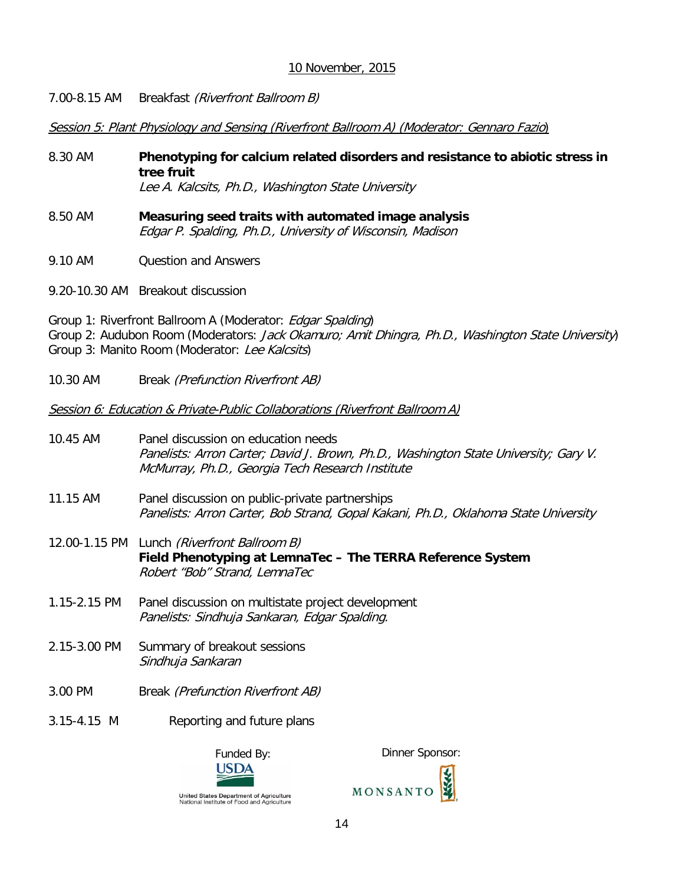10 November, 2015

7.00-8.15 AM Breakfast *(Riverfront Ballroom B)*

*Session 5: Plant Physiology and Sensing (Riverfront Ballroom A) (Moderator: Gennaro Fazio)*

8.30 AM **Phenotyping for calcium related disorders and resistance to abiotic stress in tree fruit**
*Lee A. Kalcsits, Ph.D., Washington State University*

8.50 AM **Measuring seed traits with automated image analysis**
*Edgar P. Spalding, Ph.D., University of Wisconsin, Madison*

9.10 AM Question and Answers

9.20-10.30 AM Breakout discussion

Group 1: Riverfront Ballroom A (Moderator: *Edgar Spalding*)
Group 2: Audubon Room (Moderators: *Jack Okamuro; Amit Dhingra, Ph.D., Washington State University*)
Group 3: Manito Room (Moderator: *Lee Kalcsits*)

10.30 AM Break *(Prefunction Riverfront AB)*

*Session 6: Education & Private-Public Collaborations (Riverfront Ballroom A)*

10.45 AM Panel discussion on education needs
*Panelists: Arron Carter; David J. Brown, Ph.D., Washington State University; Gary V. McMurray, Ph.D., Georgia Tech Research Institute*

11.15 AM Panel discussion on public-private partnerships
*Panelists: Arron Carter, Bob Strand, Gopal Kakani, Ph.D., Oklahoma State University*

12.00-1.15 PM Lunch *(Riverfront Ballroom B)*
**Field Phenotyping at LemnaTec – The TERRA Reference System**
*Robert "Bob" Strand, LemnaTec*

1.15-2.15 PM Panel discussion on multistate project development
*Panelists: Sindhuja Sankaran, Edgar Spalding.*

2.15-3.00 PM Summary of breakout sessions
*Sindhuja Sankaran*

3.00 PM Break *(Prefunction Riverfront AB)*

3.15-4.15 M Reporting and future plans

Funded By: USDA United States Department of Agriculture National Institute of Food and Agriculture

Dinner Sponsor: MONSANTO